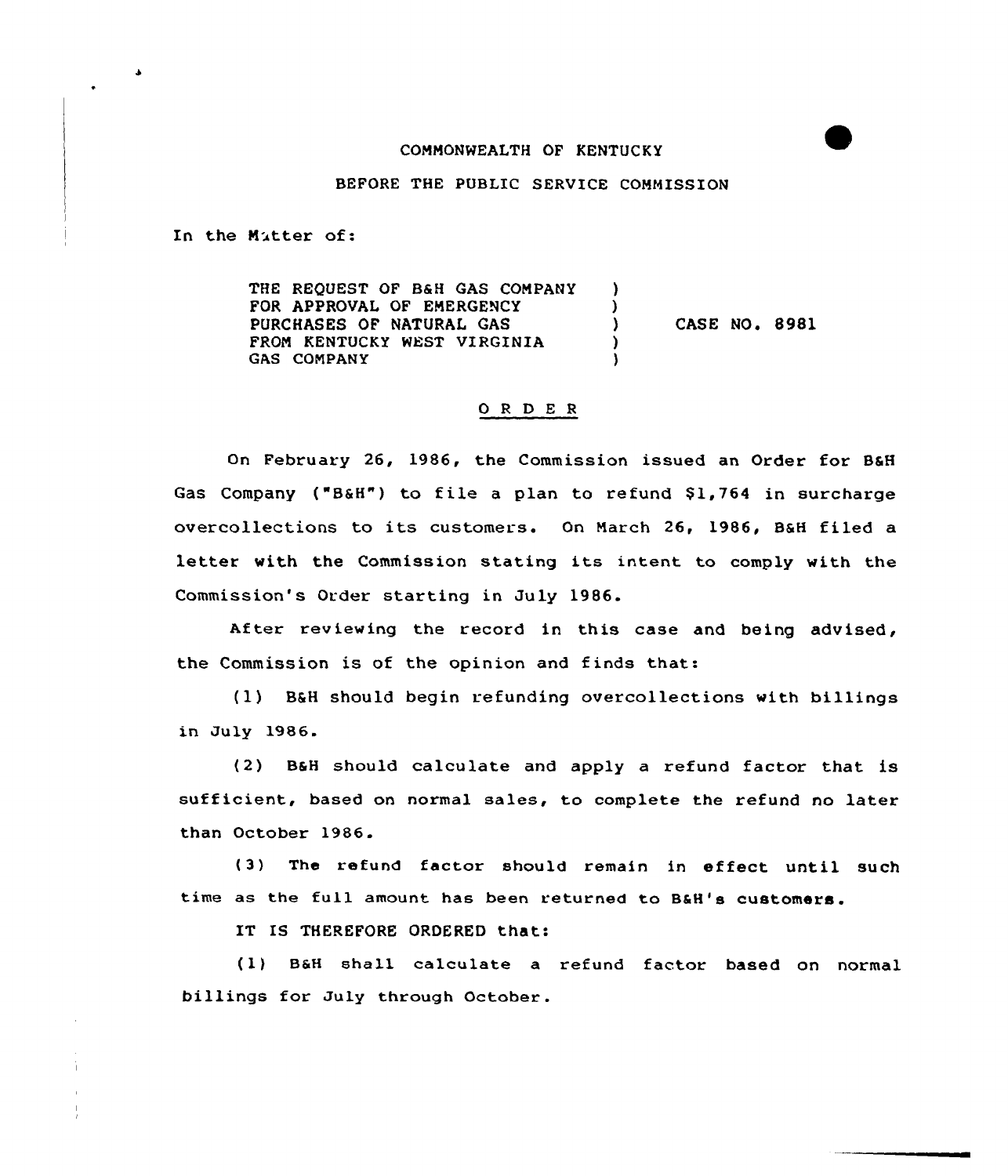COMMONWEALTH OF KENTUCKY

BEFORE THE PUBLIC SERVICE COMMISSION

In the Matter of:

THE REQUEST OF B&H GAS COMPANY )
FOR APPROVAL OF EMERGENCY )
PURCHASES OF NATURAL GAS ) CASE NO. 8981
FROM KENTUCKY WEST VIRGINIA )
GAS COMPANY )

## O R D E R

On February 26, 1986, the Commission issued an Order for B&H Gas Company ("B&H") to file a plan to refund $1,764 in surcharge overcollections to its customers. On March 26, 1986, B&H filed a letter with the Commission stating its intent to comply with the Commission's Order starting in July 1986.

After reviewing the record in this case and being advised, the Commission is of the opinion and finds that:

(1) B&H should begin refunding overcollections with billings in July 1986.

(2) B&H should calculate and apply a refund factor that is sufficient, based on normal sales, to complete the refund no later than October 1986.

(3) The refund factor should remain in effect until such time as the full amount has been returned to B&H's customers.

IT IS THEREFORE ORDERED that:

(1) B&H shall calculate a refund factor based on normal billings for July through October.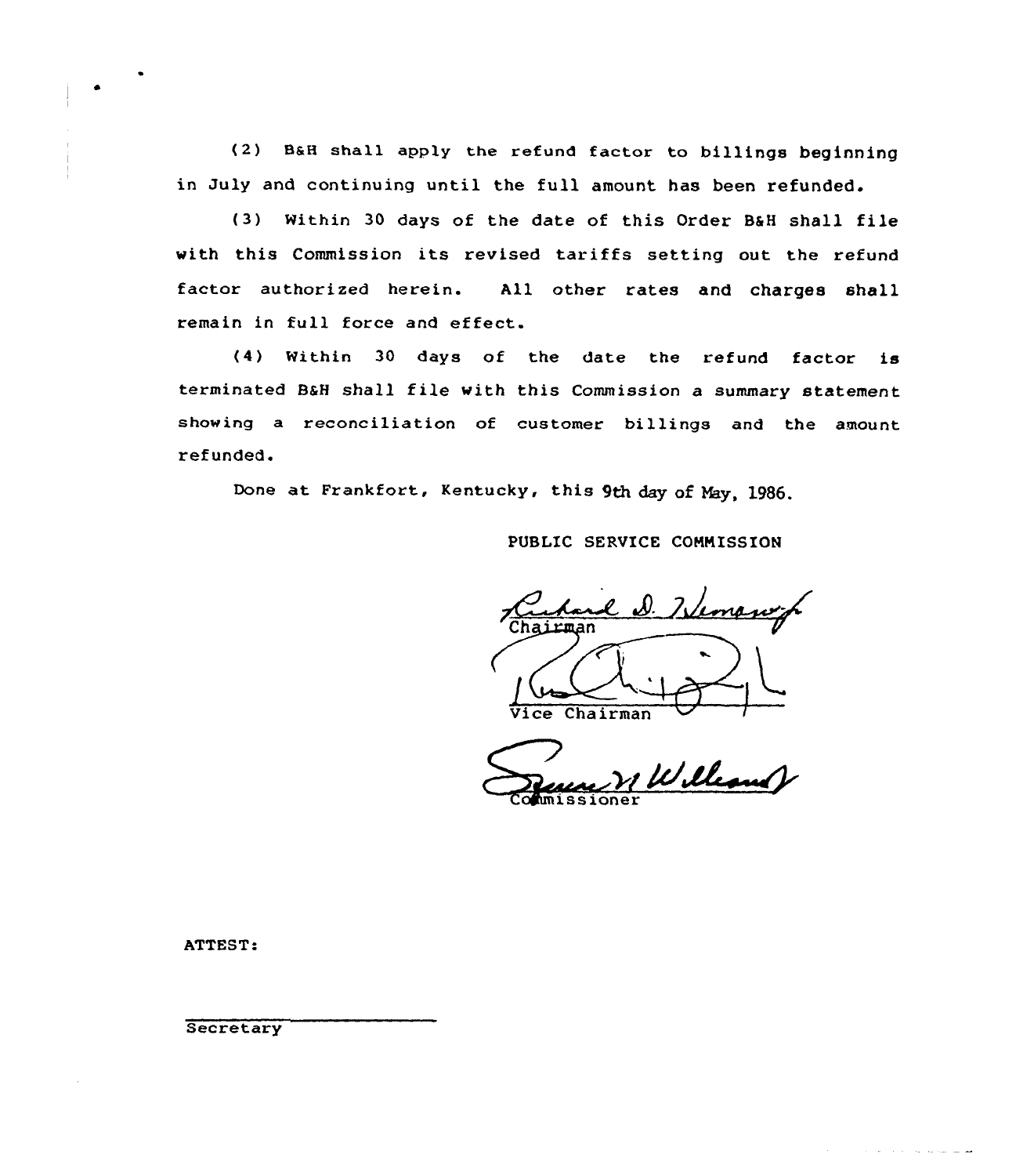(2) B&H shall apply the refund factor to billings beginning in July and continuing until the full amount has been refunded.

(3) Within 30 days of the date of this Order B&H shall file with this Commission its revised tariffs setting out the refund factor authorized herein. All other rates and charges shall remain in full force and effect.

(4) Within 30 days of the date the refund factor is terminated B&H shall file with this Commission a summary statement showing a reconciliation of customer billings and the amount refunded.

Done at Frankfort, Kentucky, this 9th day of May, 1986.

PUBLIC SERVICE COMMISSION

Chairman

Vice Chairman

Commissioner

ATTEST:

Secretary